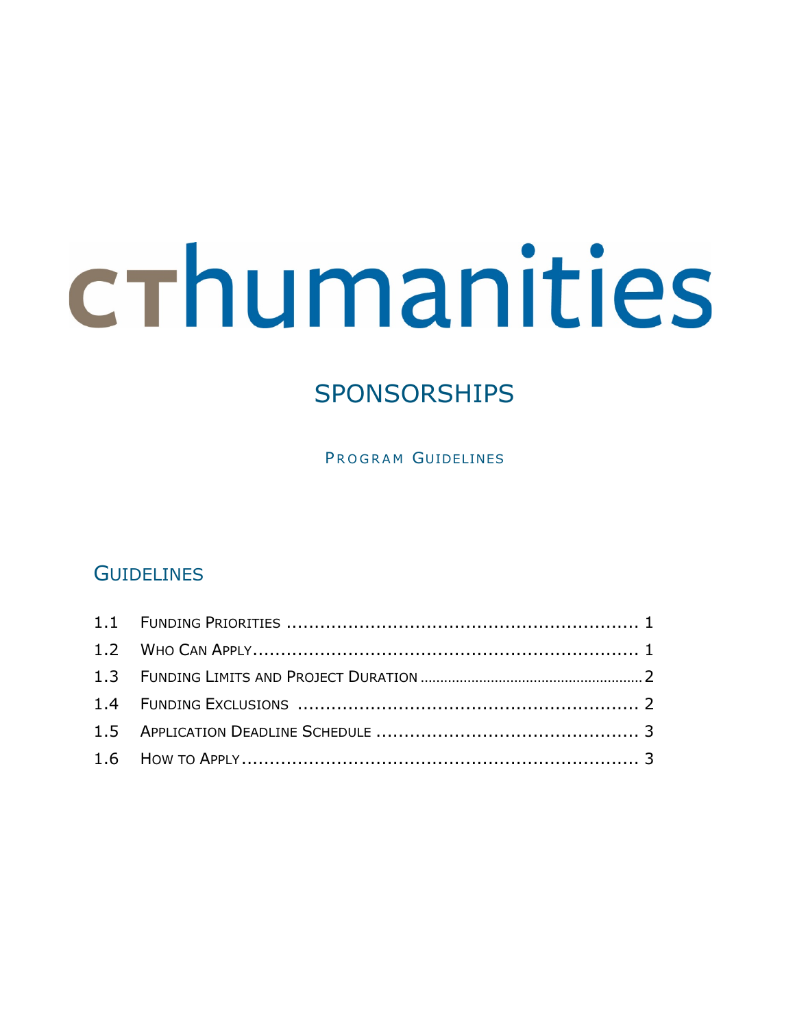# cthumanities

## SPONSORSHIPS

PROGRAM GUIDELINES

## GUIDELINES

| | | |
|---|---|---|
| 1.1 | FUNDING PRIORITIES | 1 |
| 1.2 | WHO CAN APPLY | 1 |
| 1.3 | FUNDING LIMITS AND PROJECT DURATION | 2 |
| 1.4 | FUNDING EXCLUSIONS | 2 |
| 1.5 | APPLICATION DEADLINE SCHEDULE | 3 |
| 1.6 | HOW TO APPLY | 3 |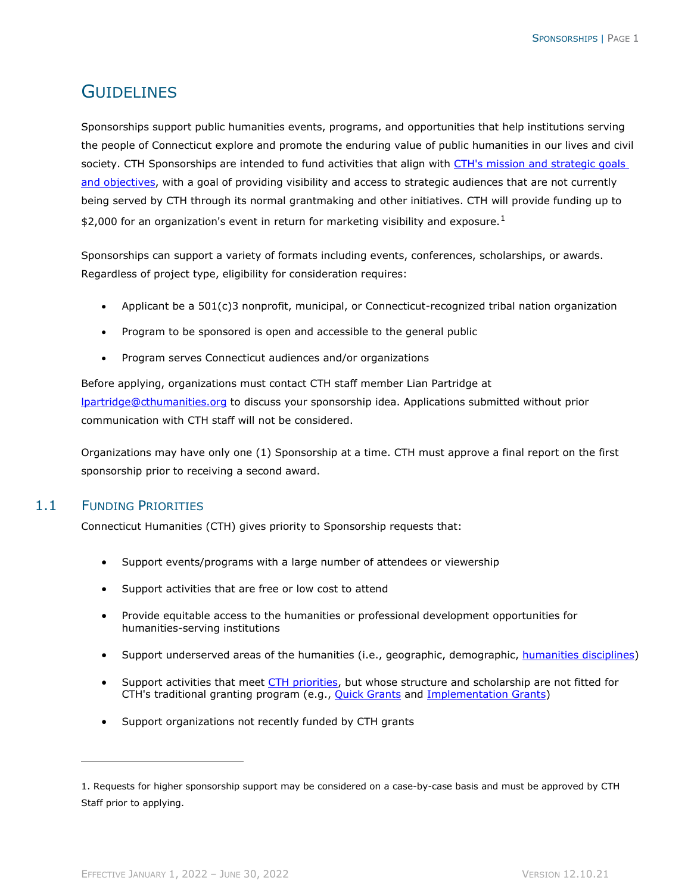# Guidelines

Sponsorships support public humanities events, programs, and opportunities that help institutions serving the people of Connecticut explore and promote the enduring value of public humanities in our lives and civil society. CTH Sponsorships are intended to fund activities that align with [CTH's mission and strategic goals and objectives](), with a goal of providing visibility and access to strategic audiences that are not currently being served by CTH through its normal grantmaking and other initiatives. CTH will provide funding up to $2,000 for an organization's event in return for marketing visibility and exposure.[1]

Sponsorships can support a variety of formats including events, conferences, scholarships, or awards. Regardless of project type, eligibility for consideration requires:

- Applicant be a 501(c)3 nonprofit, municipal, or Connecticut-recognized tribal nation organization
- Program to be sponsored is open and accessible to the general public
- Program serves Connecticut audiences and/or organizations

Before applying, organizations must contact CTH staff member Lian Partridge at lpartridge@cthumanities.org to discuss your sponsorship idea. Applications submitted without prior communication with CTH staff will not be considered.

Organizations may have only one (1) Sponsorship at a time. CTH must approve a final report on the first sponsorship prior to receiving a second award.

## 1.1 Funding Priorities

Connecticut Humanities (CTH) gives priority to Sponsorship requests that:

- Support events/programs with a large number of attendees or viewership
- Support activities that are free or low cost to attend
- Provide equitable access to the humanities or professional development opportunities for humanities-serving institutions
- Support underserved areas of the humanities (i.e., geographic, demographic, [humanities disciplines]())
- Support activities that meet [CTH priorities](), but whose structure and scholarship are not fitted for CTH's traditional granting program (e.g., [Quick Grants]() and [Implementation Grants]())
- Support organizations not recently funded by CTH grants

---

1. Requests for higher sponsorship support may be considered on a case-by-case basis and must be approved by CTH Staff prior to applying.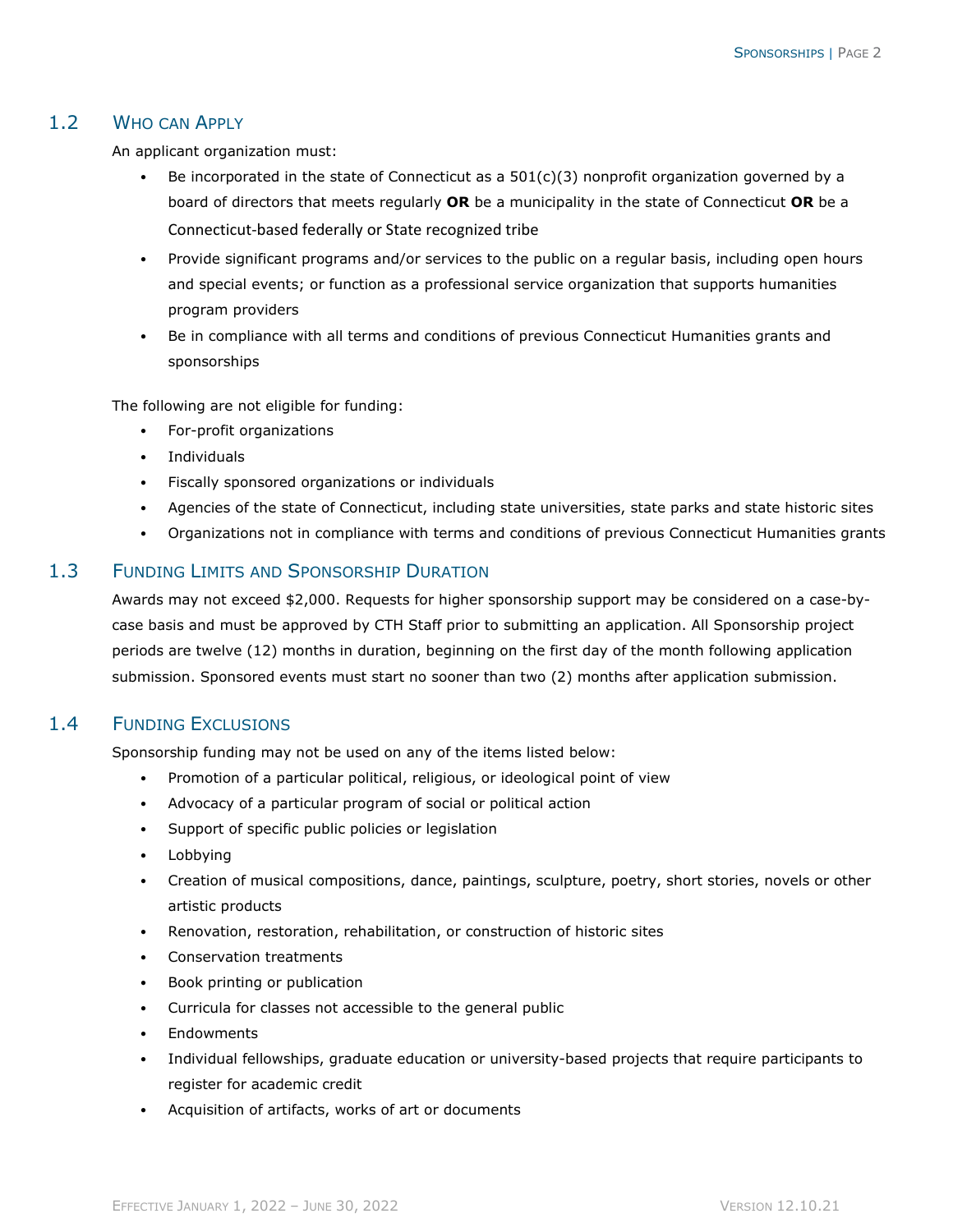## 1.2 Who can Apply

An applicant organization must:

- Be incorporated in the state of Connecticut as a 501(c)(3) nonprofit organization governed by a board of directors that meets regularly **OR** be a municipality in the state of Connecticut **OR** be a Connecticut-based federally or State recognized tribe
- Provide significant programs and/or services to the public on a regular basis, including open hours and special events; or function as a professional service organization that supports humanities program providers
- Be in compliance with all terms and conditions of previous Connecticut Humanities grants and sponsorships

The following are not eligible for funding:

- For-profit organizations
- Individuals
- Fiscally sponsored organizations or individuals
- Agencies of the state of Connecticut, including state universities, state parks and state historic sites
- Organizations not in compliance with terms and conditions of previous Connecticut Humanities grants

## 1.3 Funding Limits and Sponsorship Duration

Awards may not exceed $2,000. Requests for higher sponsorship support may be considered on a case-by-case basis and must be approved by CTH Staff prior to submitting an application. All Sponsorship project periods are twelve (12) months in duration, beginning on the first day of the month following application submission. Sponsored events must start no sooner than two (2) months after application submission.

## 1.4 Funding Exclusions

Sponsorship funding may not be used on any of the items listed below:

- Promotion of a particular political, religious, or ideological point of view
- Advocacy of a particular program of social or political action
- Support of specific public policies or legislation
- Lobbying
- Creation of musical compositions, dance, paintings, sculpture, poetry, short stories, novels or other artistic products
- Renovation, restoration, rehabilitation, or construction of historic sites
- Conservation treatments
- Book printing or publication
- Curricula for classes not accessible to the general public
- Endowments
- Individual fellowships, graduate education or university-based projects that require participants to register for academic credit
- Acquisition of artifacts, works of art or documents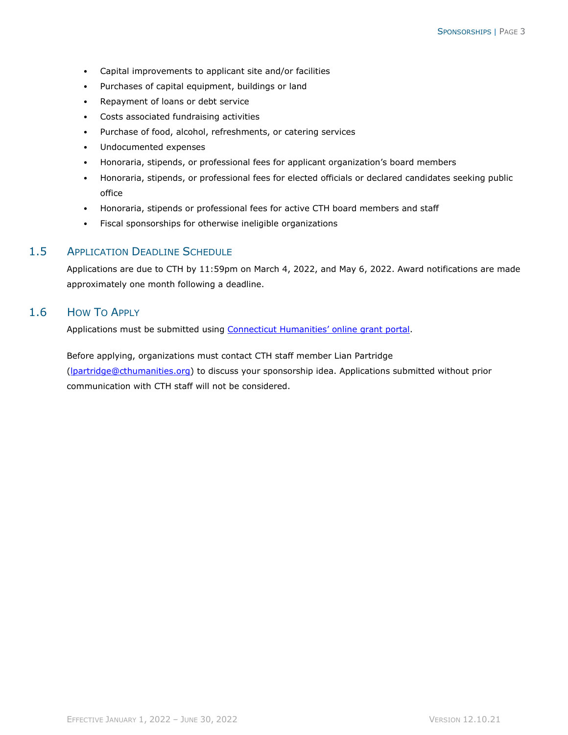- Capital improvements to applicant site and/or facilities
- Purchases of capital equipment, buildings or land
- Repayment of loans or debt service
- Costs associated fundraising activities
- Purchase of food, alcohol, refreshments, or catering services
- Undocumented expenses
- Honoraria, stipends, or professional fees for applicant organization's board members
- Honoraria, stipends, or professional fees for elected officials or declared candidates seeking public office
- Honoraria, stipends or professional fees for active CTH board members and staff
- Fiscal sponsorships for otherwise ineligible organizations

## 1.5 Application Deadline Schedule

Applications are due to CTH by 11:59pm on March 4, 2022, and May 6, 2022. Award notifications are made approximately one month following a deadline.

## 1.6 How To Apply

Applications must be submitted using [Connecticut Humanities' online grant portal](#).

Before applying, organizations must contact CTH staff member Lian Partridge ([lpartridge@cthumanities.org](mailto:lpartridge@cthumanities.org)) to discuss your sponsorship idea. Applications submitted without prior communication with CTH staff will not be considered.